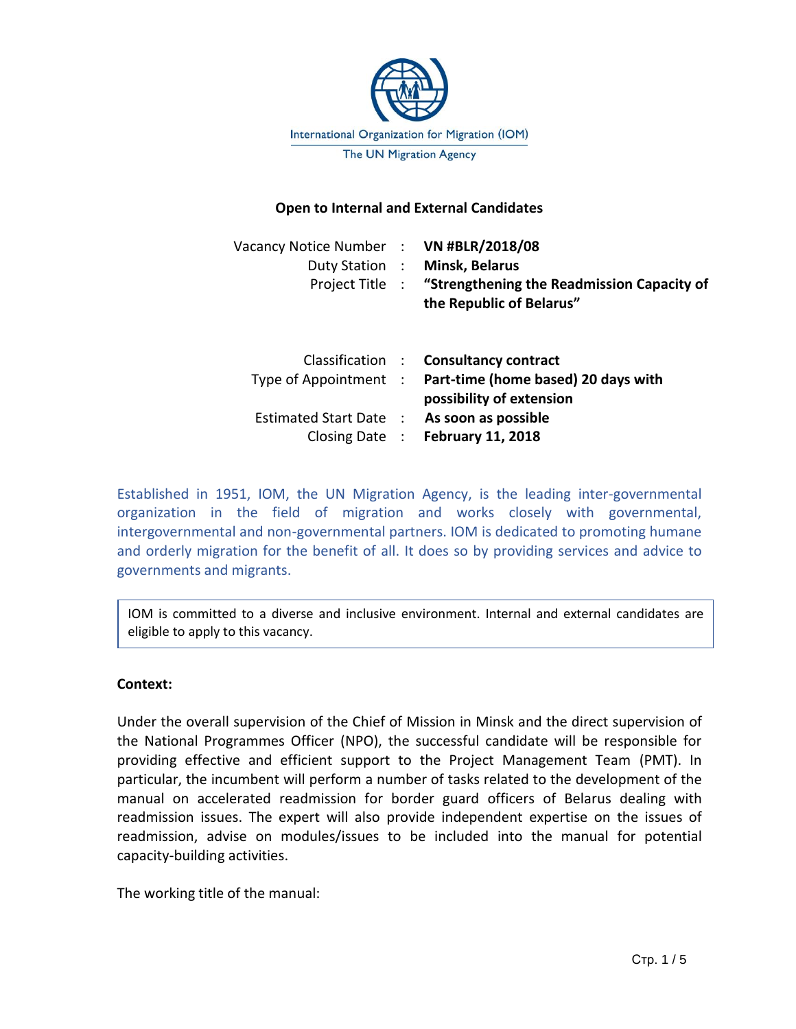International Organization for Migration (IOM)

The UN Migration Agency

**Open to Internal and External Candidates**

| | | |
|---|---|---|
| Vacancy Notice Number | : | **VN #BLR/2018/08** |
| Duty Station | : | **Minsk, Belarus** |
| Project Title | : | **“Strengthening the Readmission Capacity of the Republic of Belarus”** |
| Classification | : | **Consultancy contract** |
| Type of Appointment | : | **Part-time (home based) 20 days with possibility of extension** |
| Estimated Start Date | : | **As soon as possible** |
| Closing Date | : | **February 11, 2018** |

Established in 1951, IOM, the UN Migration Agency, is the leading inter-governmental organization in the field of migration and works closely with governmental, intergovernmental and non-governmental partners. IOM is dedicated to promoting humane and orderly migration for the benefit of all. It does so by providing services and advice to governments and migrants.

> IOM is committed to a diverse and inclusive environment. Internal and external candidates are eligible to apply to this vacancy.

**Context:**

Under the overall supervision of the Chief of Mission in Minsk and the direct supervision of the National Programmes Officer (NPO), the successful candidate will be responsible for providing effective and efficient support to the Project Management Team (PMT). In particular, the incumbent will perform a number of tasks related to the development of the manual on accelerated readmission for border guard officers of Belarus dealing with readmission issues. The expert will also provide independent expertise on the issues of readmission, advise on modules/issues to be included into the manual for potential capacity-building activities.

The working title of the manual: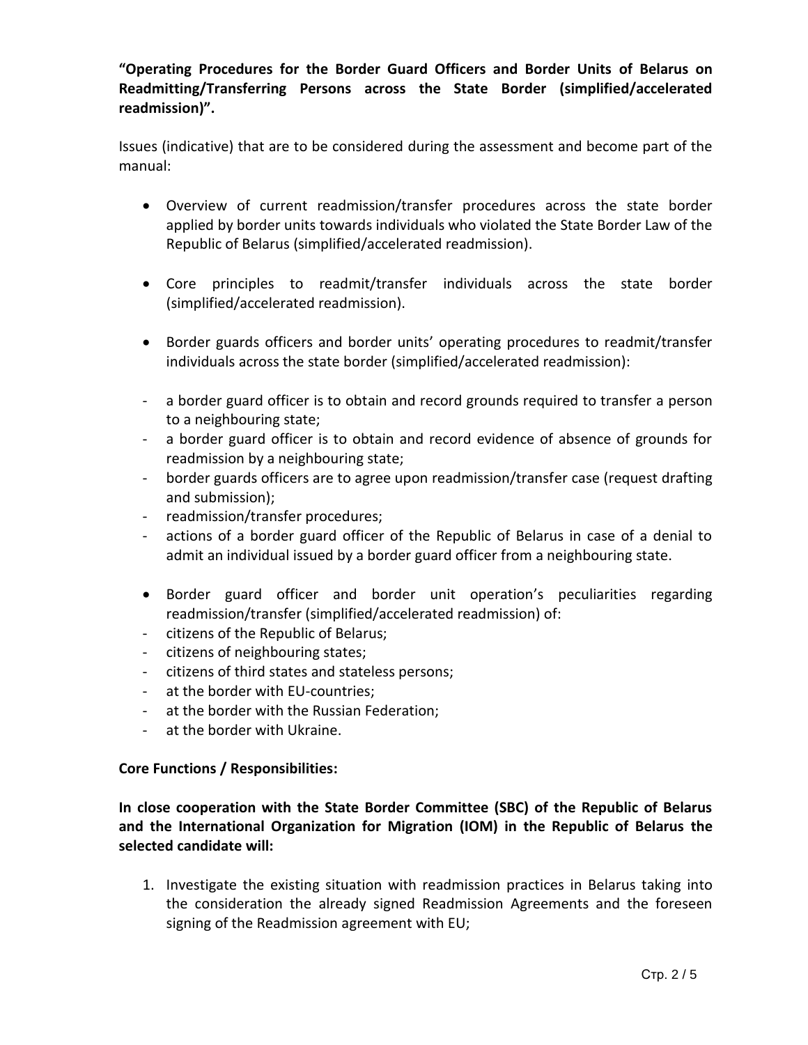**"Operating Procedures for the Border Guard Officers and Border Units of Belarus on Readmitting/Transferring Persons across the State Border (simplified/accelerated readmission)".**

Issues (indicative) that are to be considered during the assessment and become part of the manual:

- Overview of current readmission/transfer procedures across the state border applied by border units towards individuals who violated the State Border Law of the Republic of Belarus (simplified/accelerated readmission).

- Core principles to readmit/transfer individuals across the state border (simplified/accelerated readmission).

- Border guards officers and border units' operating procedures to readmit/transfer individuals across the state border (simplified/accelerated readmission):

- a border guard officer is to obtain and record grounds required to transfer a person to a neighbouring state;
- a border guard officer is to obtain and record evidence of absence of grounds for readmission by a neighbouring state;
- border guards officers are to agree upon readmission/transfer case (request drafting and submission);
- readmission/transfer procedures;
- actions of a border guard officer of the Republic of Belarus in case of a denial to admit an individual issued by a border guard officer from a neighbouring state.

- Border guard officer and border unit operation's peculiarities regarding readmission/transfer (simplified/accelerated readmission) of:
- citizens of the Republic of Belarus;
- citizens of neighbouring states;
- citizens of third states and stateless persons;
- at the border with EU-countries;
- at the border with the Russian Federation;
- at the border with Ukraine.

**Core Functions / Responsibilities:**

**In close cooperation with the State Border Committee (SBC) of the Republic of Belarus and the International Organization for Migration (IOM) in the Republic of Belarus the selected candidate will:**

1. Investigate the existing situation with readmission practices in Belarus taking into the consideration the already signed Readmission Agreements and the foreseen signing of the Readmission agreement with EU;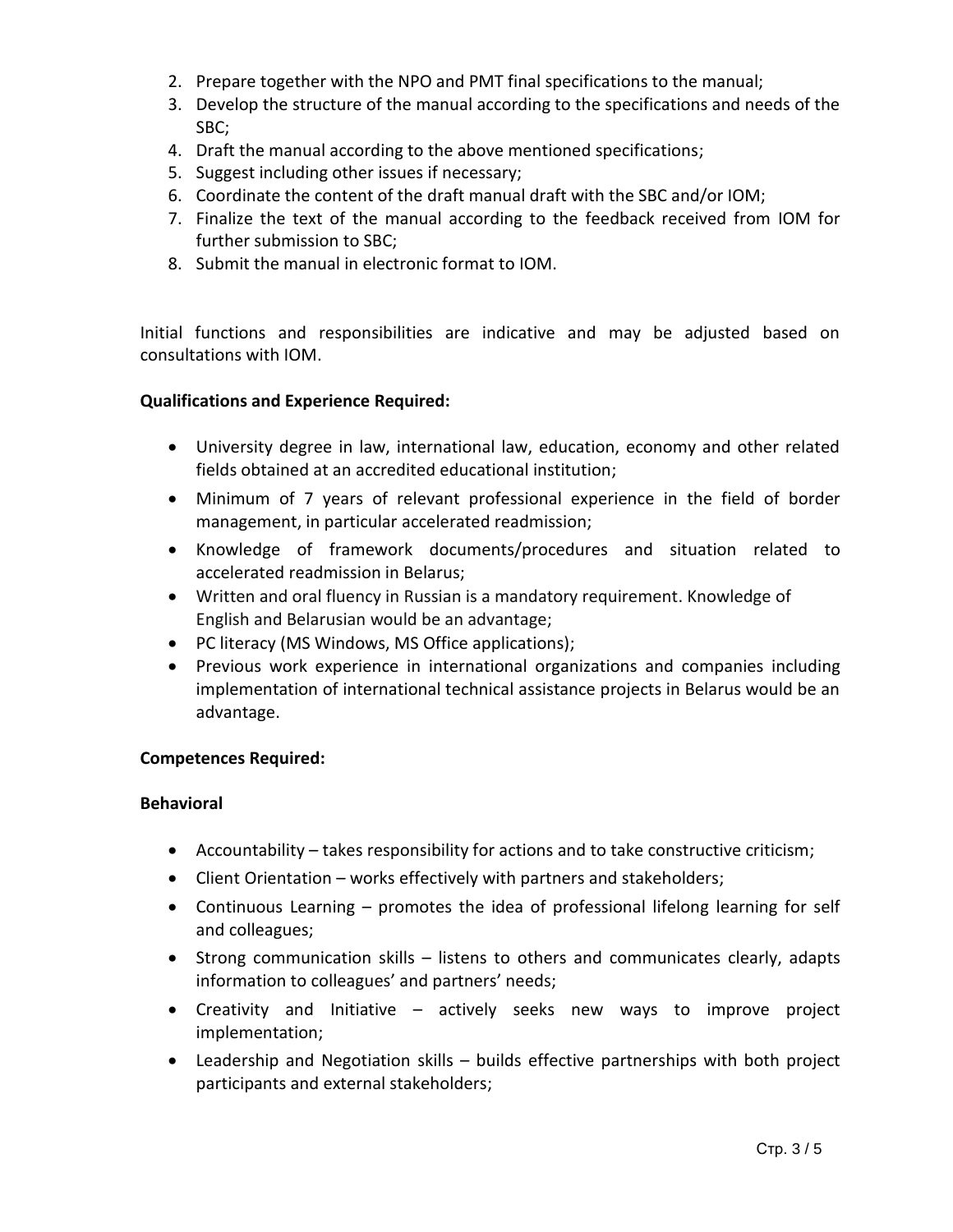2. Prepare together with the NPO and PMT final specifications to the manual;
3. Develop the structure of the manual according to the specifications and needs of the SBC;
4. Draft the manual according to the above mentioned specifications;
5. Suggest including other issues if necessary;
6. Coordinate the content of the draft manual draft with the SBC and/or IOM;
7. Finalize the text of the manual according to the feedback received from IOM for further submission to SBC;
8. Submit the manual in electronic format to IOM.

Initial functions and responsibilities are indicative and may be adjusted based on consultations with IOM.

**Qualifications and Experience Required:**

- University degree in law, international law, education, economy and other related fields obtained at an accredited educational institution;
- Minimum of 7 years of relevant professional experience in the field of border management, in particular accelerated readmission;
- Knowledge of framework documents/procedures and situation related to accelerated readmission in Belarus;
- Written and oral fluency in Russian is a mandatory requirement. Knowledge of English and Belarusian would be an advantage;
- PC literacy (MS Windows, MS Office applications);
- Previous work experience in international organizations and companies including implementation of international technical assistance projects in Belarus would be an advantage.

**Competences Required:**

**Behavioral**

- Accountability – takes responsibility for actions and to take constructive criticism;
- Client Orientation – works effectively with partners and stakeholders;
- Continuous Learning – promotes the idea of professional lifelong learning for self and colleagues;
- Strong communication skills – listens to others and communicates clearly, adapts information to colleagues' and partners' needs;
- Creativity and Initiative – actively seeks new ways to improve project implementation;
- Leadership and Negotiation skills – builds effective partnerships with both project participants and external stakeholders;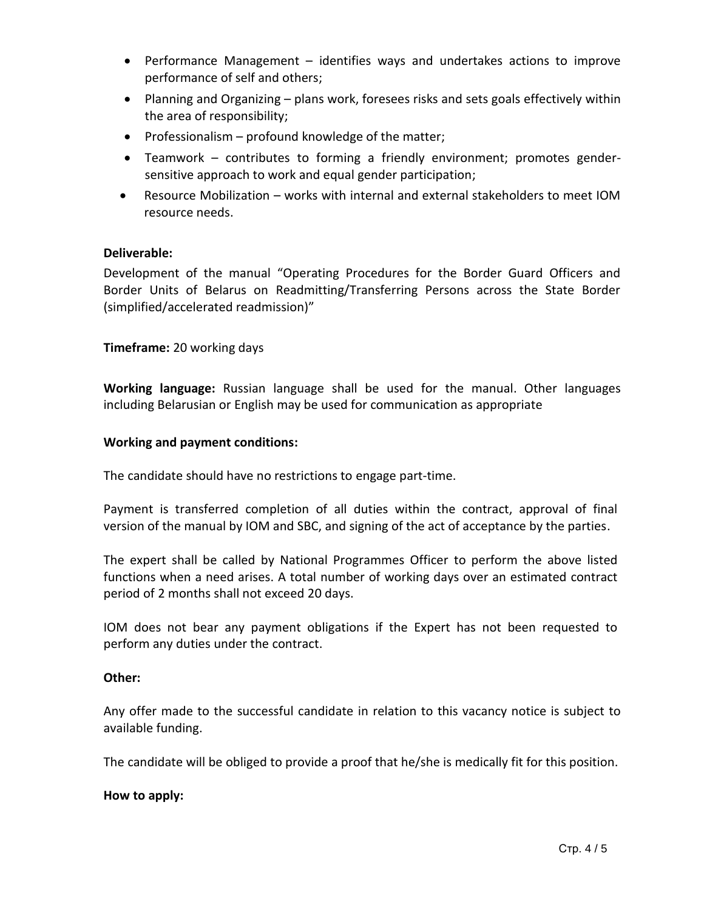- Performance Management – identifies ways and undertakes actions to improve performance of self and others;
- Planning and Organizing – plans work, foresees risks and sets goals effectively within the area of responsibility;
- Professionalism – profound knowledge of the matter;
- Teamwork – contributes to forming a friendly environment; promotes gender-sensitive approach to work and equal gender participation;
- Resource Mobilization – works with internal and external stakeholders to meet IOM resource needs.

**Deliverable:**

Development of the manual "Operating Procedures for the Border Guard Officers and Border Units of Belarus on Readmitting/Transferring Persons across the State Border (simplified/accelerated readmission)"

**Timeframe:** 20 working days

**Working language:** Russian language shall be used for the manual. Other languages including Belarusian or English may be used for communication as appropriate

**Working and payment conditions:**

The candidate should have no restrictions to engage part-time.

Payment is transferred completion of all duties within the contract, approval of final version of the manual by IOM and SBC, and signing of the act of acceptance by the parties.

The expert shall be called by National Programmes Officer to perform the above listed functions when a need arises. A total number of working days over an estimated contract period of 2 months shall not exceed 20 days.

IOM does not bear any payment obligations if the Expert has not been requested to perform any duties under the contract.

**Other:**

Any offer made to the successful candidate in relation to this vacancy notice is subject to available funding.

The candidate will be obliged to provide a proof that he/she is medically fit for this position.

**How to apply:**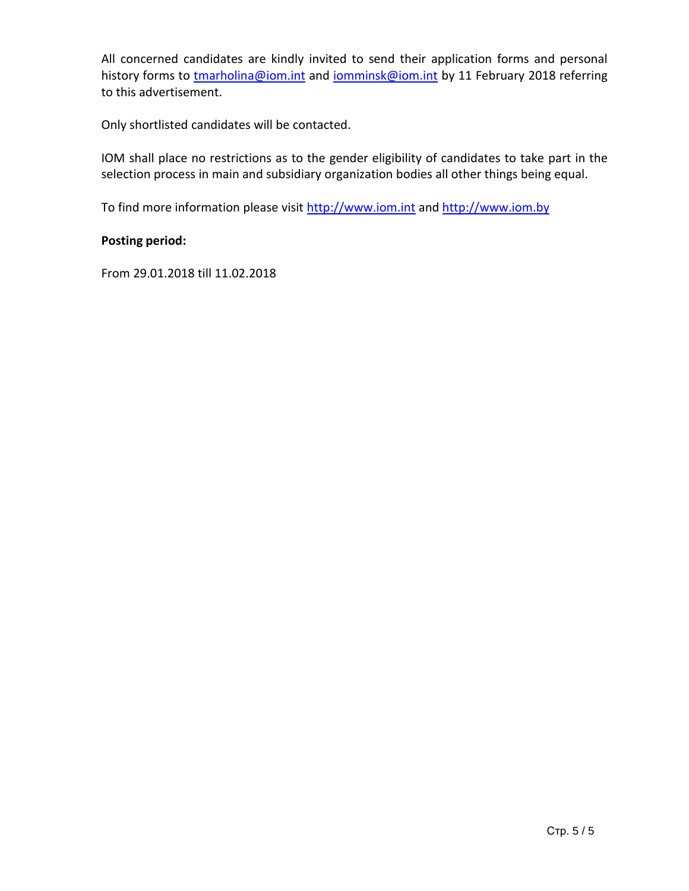All concerned candidates are kindly invited to send their application forms and personal history forms to tmarholina@iom.int and iomminsk@iom.int by 11 February 2018 referring to this advertisement.

Only shortlisted candidates will be contacted.

IOM shall place no restrictions as to the gender eligibility of candidates to take part in the selection process in main and subsidiary organization bodies all other things being equal.

To find more information please visit http://www.iom.int and http://www.iom.by

**Posting period:**

From 29.01.2018 till 11.02.2018